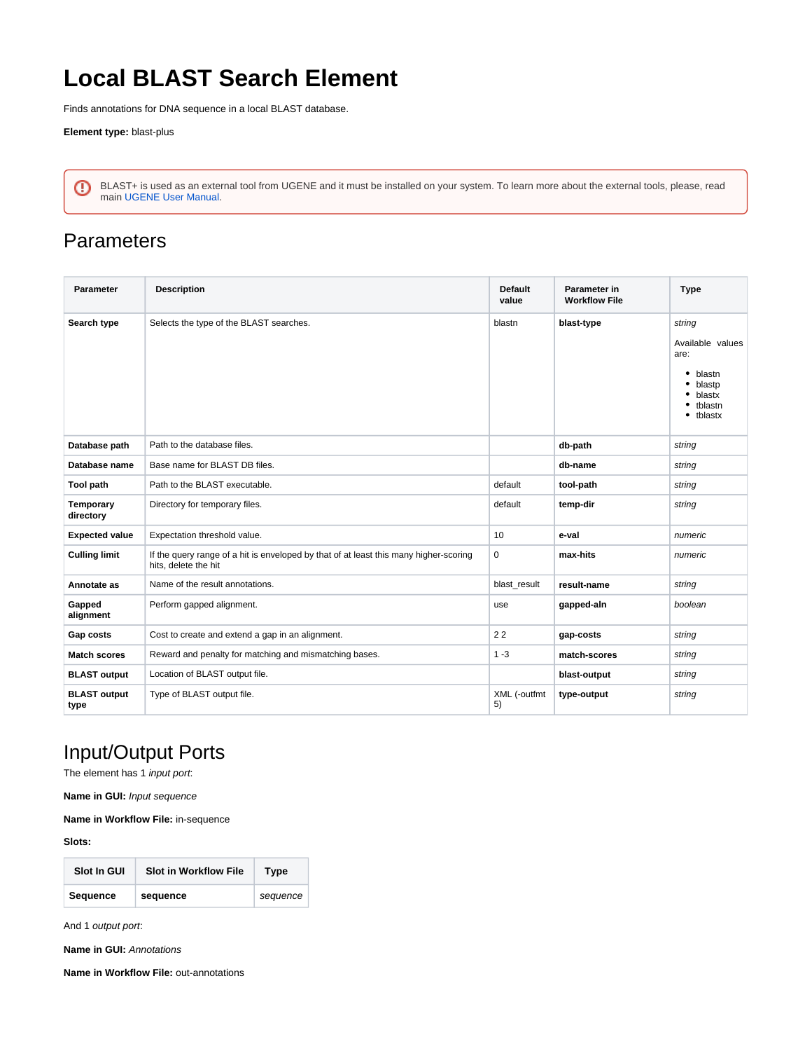# Local BLAST Search Element

Finds annotations for DNA sequence in a local BLAST database.

**Element type:** blast-plus

BLAST+ is used as an external tool from UGENE and it must be installed on your system. To learn more about the external tools, please, read main UGENE User Manual.

## Parameters

| Parameter | Description | Default value | Parameter in Workflow File | Type |
|---|---|---|---|---|
| **Search type** | Selects the type of the BLAST searches. | blastn | **blast-type** | *string*<br><br>Available values are:<br>• blastn<br>• blastp<br>• blastx<br>• tblastn<br>• tblastx |
| **Database path** | Path to the database files. | | **db-path** | *string* |
| **Database name** | Base name for BLAST DB files. | | **db-name** | *string* |
| **Tool path** | Path to the BLAST executable. | default | **tool-path** | *string* |
| **Temporary directory** | Directory for temporary files. | default | **temp-dir** | *string* |
| **Expected value** | Expectation threshold value. | 10 | **e-val** | *numeric* |
| **Culling limit** | If the query range of a hit is enveloped by that of at least this many higher-scoring hits, delete the hit | 0 | **max-hits** | *numeric* |
| **Annotate as** | Name of the result annotations. | blast_result | **result-name** | *string* |
| **Gapped alignment** | Perform gapped alignment. | use | **gapped-aln** | *boolean* |
| **Gap costs** | Cost to create and extend a gap in an alignment. | 2 2 | **gap-costs** | *string* |
| **Match scores** | Reward and penalty for matching and mismatching bases. | 1 -3 | **match-scores** | *string* |
| **BLAST output** | Location of BLAST output file. | | **blast-output** | *string* |
| **BLAST output type** | Type of BLAST output file. | XML (-outfmt 5) | **type-output** | *string* |

## Input/Output Ports

The element has 1 *input port*:

**Name in GUI:** *Input sequence*

**Name in Workflow File:** in-sequence

**Slots:**

| Slot In GUI | Slot in Workflow File | Type |
|---|---|---|
| **Sequence** | **sequence** | *sequence* |

And 1 *output port*:

**Name in GUI:** *Annotations*

**Name in Workflow File:** out-annotations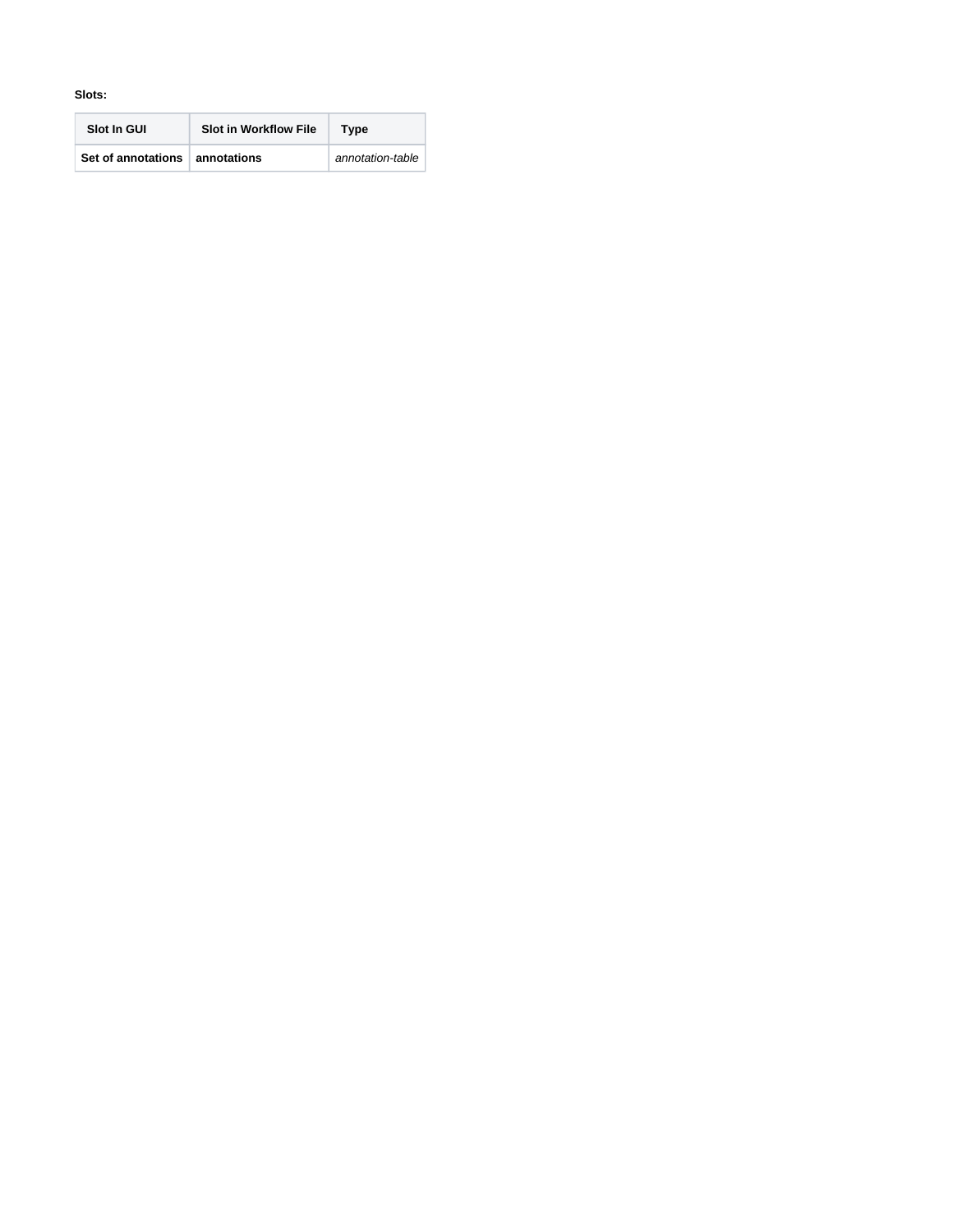**Slots:**

| Slot In GUI | Slot in Workflow File | Type |
|---|---|---|
| **Set of annotations** | **annotations** | *annotation-table* |